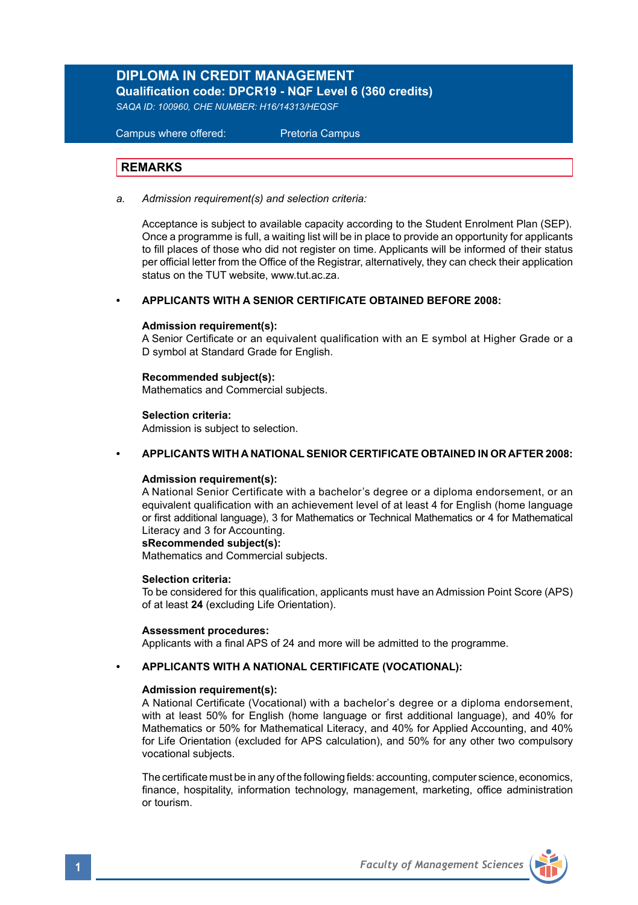# DIPLOMA IN CREDIT MANAGEMENT

**Qualification code: DPCR19 - NQF Level 6 (360 credits)**

*SAQA ID: 100960, CHE NUMBER: H16/14313/HEQSF*

Campus where offered: Pretoria Campus

## REMARKS

a. *Admission requirement(s) and selection criteria:*

Acceptance is subject to available capacity according to the Student Enrolment Plan (SEP). Once a programme is full, a waiting list will be in place to provide an opportunity for applicants to fill places of those who did not register on time. Applicants will be informed of their status per official letter from the Office of the Registrar, alternatively, they can check their application status on the TUT website, www.tut.ac.za.

- **APPLICANTS WITH A SENIOR CERTIFICATE OBTAINED BEFORE 2008:**

  **Admission requirement(s):**
  A Senior Certificate or an equivalent qualification with an E symbol at Higher Grade or a D symbol at Standard Grade for English.

  **Recommended subject(s):**
  Mathematics and Commercial subjects.

  **Selection criteria:**
  Admission is subject to selection.

- **APPLICANTS WITH A NATIONAL SENIOR CERTIFICATE OBTAINED IN OR AFTER 2008:**

  **Admission requirement(s):**
  A National Senior Certificate with a bachelor's degree or a diploma endorsement, or an equivalent qualification with an achievement level of at least 4 for English (home language or first additional language), 3 for Mathematics or Technical Mathematics or 4 for Mathematical Literacy and 3 for Accounting.
  **sRecommended subject(s):**
  Mathematics and Commercial subjects.

  **Selection criteria:**
  To be considered for this qualification, applicants must have an Admission Point Score (APS) of at least **24** (excluding Life Orientation).

  **Assessment procedures:**
  Applicants with a final APS of 24 and more will be admitted to the programme.

- **APPLICANTS WITH A NATIONAL CERTIFICATE (VOCATIONAL):**

  **Admission requirement(s):**
  A National Certificate (Vocational) with a bachelor's degree or a diploma endorsement, with at least 50% for English (home language or first additional language), and 40% for Mathematics or 50% for Mathematical Literacy, and 40% for Applied Accounting, and 40% for Life Orientation (excluded for APS calculation), and 50% for any other two compulsory vocational subjects.

  The certificate must be in any of the following fields: accounting, computer science, economics, finance, hospitality, information technology, management, marketing, office administration or tourism.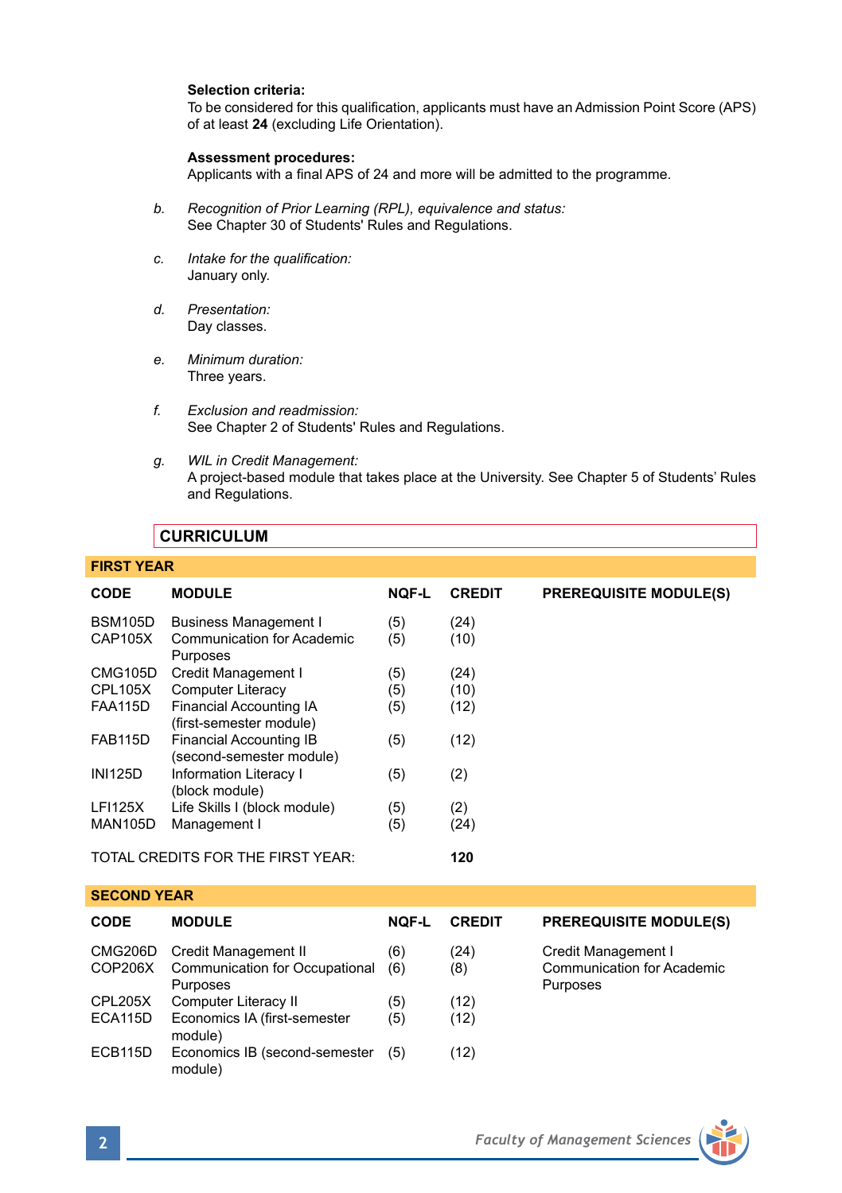**Selection criteria:**
To be considered for this qualification, applicants must have an Admission Point Score (APS) of at least **24** (excluding Life Orientation).

**Assessment procedures:**
Applicants with a final APS of 24 and more will be admitted to the programme.

b. *Recognition of Prior Learning (RPL), equivalence and status:*
See Chapter 30 of Students' Rules and Regulations.

c. *Intake for the qualification:*
January only.

d. *Presentation:*
Day classes.

e. *Minimum duration:*
Three years.

f. *Exclusion and readmission:*
See Chapter 2 of Students' Rules and Regulations.

g. *WIL in Credit Management:*
A project-based module that takes place at the University. See Chapter 5 of Students' Rules and Regulations.

## CURRICULUM

### FIRST YEAR

| CODE | MODULE | NQF-L | CREDIT | PREREQUISITE MODULE(S) |
|---|---|---|---|---|
| BSM105D | Business Management I | (5) | (24) | |
| CAP105X | Communication for Academic Purposes | (5) | (10) | |
| CMG105D | Credit Management I | (5) | (24) | |
| CPL105X | Computer Literacy | (5) | (10) | |
| FAA115D | Financial Accounting IA (first-semester module) | (5) | (12) | |
| FAB115D | Financial Accounting IB (second-semester module) | (5) | (12) | |
| INI125D | Information Literacy I (block module) | (5) | (2) | |
| LFI125X | Life Skills I (block module) | (5) | (2) | |
| MAN105D | Management I | (5) | (24) | |
| TOTAL CREDITS FOR THE FIRST YEAR: | | | **120** | |

### SECOND YEAR

| CODE | MODULE | NQF-L | CREDIT | PREREQUISITE MODULE(S) |
|---|---|---|---|---|
| CMG206D | Credit Management II | (6) | (24) | Credit Management I |
| COP206X | Communication for Occupational Purposes | (6) | (8) | Communication for Academic Purposes |
| CPL205X | Computer Literacy II | (5) | (12) | |
| ECA115D | Economics IA (first-semester module) | (5) | (12) | |
| ECB115D | Economics IB (second-semester module) | (5) | (12) | |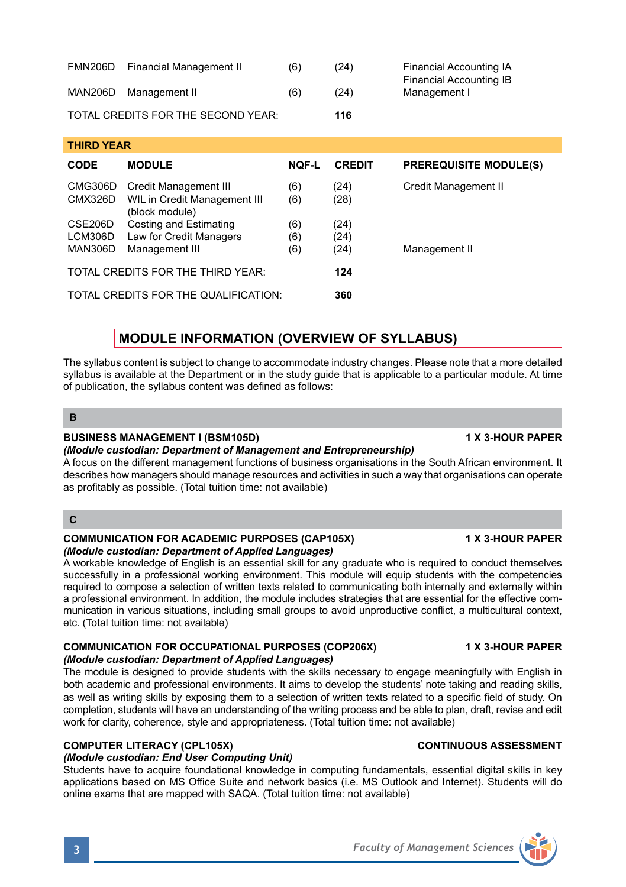| | | | | |
|---|---|---|---|---|
| FMN206D | Financial Management II | (6) | (24) | Financial Accounting IA<br>Financial Accounting IB |
| MAN206D | Management II | (6) | (24) | Management I |

TOTAL CREDITS FOR THE SECOND YEAR: **116**

**THIRD YEAR**

| CODE | MODULE | NQF-L | CREDIT | PREREQUISITE MODULE(S) |
|---|---|---|---|---|
| CMG306D | Credit Management III | (6) | (24) | Credit Management II |
| CMX326D | WIL in Credit Management III (block module) | (6) | (28) | |
| CSE206D | Costing and Estimating | (6) | (24) | |
| LCM306D | Law for Credit Managers | (6) | (24) | |
| MAN306D | Management III | (6) | (24) | Management II |

TOTAL CREDITS FOR THE THIRD YEAR: **124**

TOTAL CREDITS FOR THE QUALIFICATION: **360**

## MODULE INFORMATION (OVERVIEW OF SYLLABUS)

The syllabus content is subject to change to accommodate industry changes. Please note that a more detailed syllabus is available at the Department or in the study guide that is applicable to a particular module. At time of publication, the syllabus content was defined as follows:

### B

**BUSINESS MANAGEMENT I (BSM105D)** — **1 X 3-HOUR PAPER**

***(Module custodian: Department of Management and Entrepreneurship)***

A focus on the different management functions of business organisations in the South African environment. It describes how managers should manage resources and activities in such a way that organisations can operate as profitably as possible. (Total tuition time: not available)

### C

**COMMUNICATION FOR ACADEMIC PURPOSES (CAP105X)** — **1 X 3-HOUR PAPER**

***(Module custodian: Department of Applied Languages)***

A workable knowledge of English is an essential skill for any graduate who is required to conduct themselves successfully in a professional working environment. This module will equip students with the competencies required to compose a selection of written texts related to communicating both internally and externally within a professional environment. In addition, the module includes strategies that are essential for the effective communication in various situations, including small groups to avoid unproductive conflict, a multicultural context, etc. (Total tuition time: not available)

**COMMUNICATION FOR OCCUPATIONAL PURPOSES (COP206X)** — **1 X 3-HOUR PAPER**

***(Module custodian: Department of Applied Languages)***

The module is designed to provide students with the skills necessary to engage meaningfully with English in both academic and professional environments. It aims to develop the students' note taking and reading skills, as well as writing skills by exposing them to a selection of written texts related to a specific field of study. On completion, students will have an understanding of the writing process and be able to plan, draft, revise and edit work for clarity, coherence, style and appropriateness. (Total tuition time: not available)

**COMPUTER LITERACY (CPL105X)** — **CONTINUOUS ASSESSMENT**

***(Module custodian: End User Computing Unit)***

Students have to acquire foundational knowledge in computing fundamentals, essential digital skills in key applications based on MS Office Suite and network basics (i.e. MS Outlook and Internet). Students will do online exams that are mapped with SAQA. (Total tuition time: not available)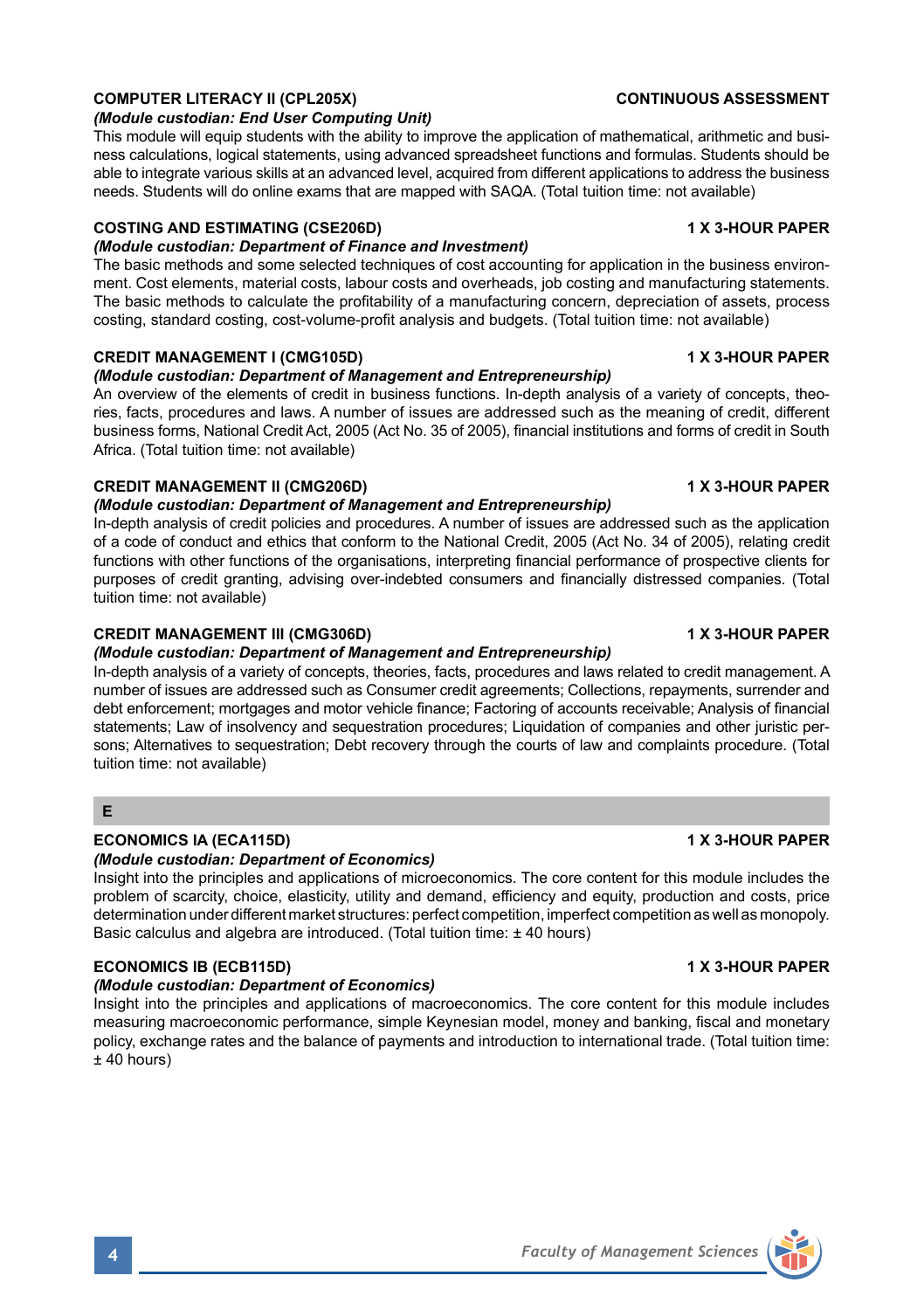**COMPUTER LITERACY II (CPL205X)** **CONTINUOUS ASSESSMENT**

*(Module custodian: End User Computing Unit)*

This module will equip students with the ability to improve the application of mathematical, arithmetic and business calculations, logical statements, using advanced spreadsheet functions and formulas. Students should be able to integrate various skills at an advanced level, acquired from different applications to address the business needs. Students will do online exams that are mapped with SAQA. (Total tuition time: not available)

**COSTING AND ESTIMATING (CSE206D)** **1 X 3-HOUR PAPER**

*(Module custodian: Department of Finance and Investment)*

The basic methods and some selected techniques of cost accounting for application in the business environment. Cost elements, material costs, labour costs and overheads, job costing and manufacturing statements. The basic methods to calculate the profitability of a manufacturing concern, depreciation of assets, process costing, standard costing, cost-volume-profit analysis and budgets. (Total tuition time: not available)

**CREDIT MANAGEMENT I (CMG105D)** **1 X 3-HOUR PAPER**

*(Module custodian: Department of Management and Entrepreneurship)*

An overview of the elements of credit in business functions. In-depth analysis of a variety of concepts, theories, facts, procedures and laws. A number of issues are addressed such as the meaning of credit, different business forms, National Credit Act, 2005 (Act No. 35 of 2005), financial institutions and forms of credit in South Africa. (Total tuition time: not available)

**CREDIT MANAGEMENT II (CMG206D)** **1 X 3-HOUR PAPER**

*(Module custodian: Department of Management and Entrepreneurship)*

In-depth analysis of credit policies and procedures. A number of issues are addressed such as the application of a code of conduct and ethics that conform to the National Credit, 2005 (Act No. 34 of 2005), relating credit functions with other functions of the organisations, interpreting financial performance of prospective clients for purposes of credit granting, advising over-indebted consumers and financially distressed companies. (Total tuition time: not available)

**CREDIT MANAGEMENT III (CMG306D)** **1 X 3-HOUR PAPER**

*(Module custodian: Department of Management and Entrepreneurship)*

In-depth analysis of a variety of concepts, theories, facts, procedures and laws related to credit management. A number of issues are addressed such as Consumer credit agreements; Collections, repayments, surrender and debt enforcement; mortgages and motor vehicle finance; Factoring of accounts receivable; Analysis of financial statements; Law of insolvency and sequestration procedures; Liquidation of companies and other juristic persons; Alternatives to sequestration; Debt recovery through the courts of law and complaints procedure. (Total tuition time: not available)

## E

**ECONOMICS IA (ECA115D)** **1 X 3-HOUR PAPER**

*(Module custodian: Department of Economics)*

Insight into the principles and applications of microeconomics. The core content for this module includes the problem of scarcity, choice, elasticity, utility and demand, efficiency and equity, production and costs, price determination under different market structures: perfect competition, imperfect competition as well as monopoly. Basic calculus and algebra are introduced. (Total tuition time: ± 40 hours)

**ECONOMICS IB (ECB115D)** **1 X 3-HOUR PAPER**

*(Module custodian: Department of Economics)*

Insight into the principles and applications of macroeconomics. The core content for this module includes measuring macroeconomic performance, simple Keynesian model, money and banking, fiscal and monetary policy, exchange rates and the balance of payments and introduction to international trade. (Total tuition time: ± 40 hours)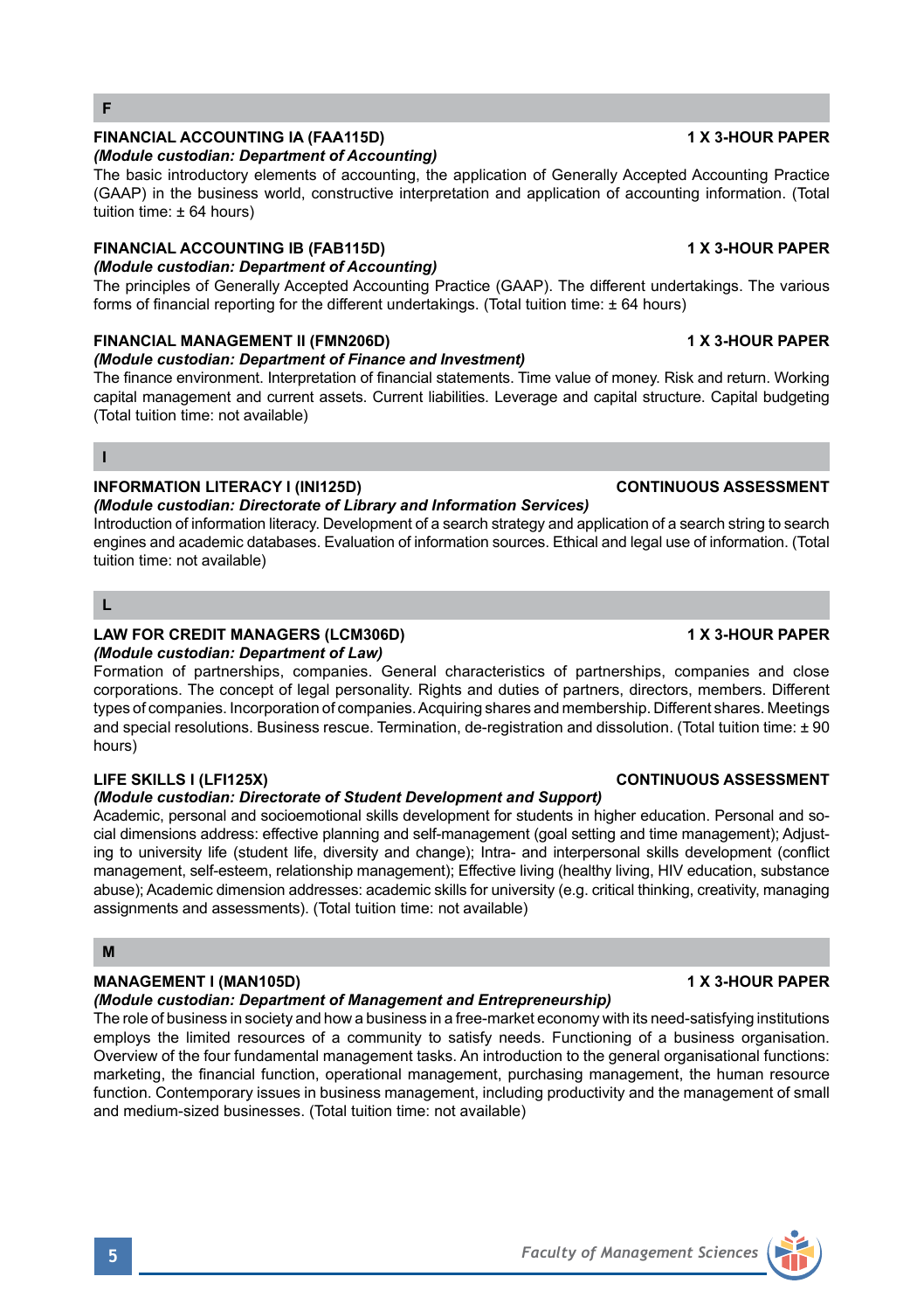## F

### FINANCIAL ACCOUNTING IA (FAA115D) — 1 X 3-HOUR PAPER

*(Module custodian: Department of Accounting)*

The basic introductory elements of accounting, the application of Generally Accepted Accounting Practice (GAAP) in the business world, constructive interpretation and application of accounting information. (Total tuition time: ± 64 hours)

### FINANCIAL ACCOUNTING IB (FAB115D) — 1 X 3-HOUR PAPER

*(Module custodian: Department of Accounting)*

The principles of Generally Accepted Accounting Practice (GAAP). The different undertakings. The various forms of financial reporting for the different undertakings. (Total tuition time: ± 64 hours)

### FINANCIAL MANAGEMENT II (FMN206D) — 1 X 3-HOUR PAPER

*(Module custodian: Department of Finance and Investment)*

The finance environment. Interpretation of financial statements. Time value of money. Risk and return. Working capital management and current assets. Current liabilities. Leverage and capital structure. Capital budgeting (Total tuition time: not available)

## I

### INFORMATION LITERACY I (INI125D) — CONTINUOUS ASSESSMENT

*(Module custodian: Directorate of Library and Information Services)*

Introduction of information literacy. Development of a search strategy and application of a search string to search engines and academic databases. Evaluation of information sources. Ethical and legal use of information. (Total tuition time: not available)

## L

### LAW FOR CREDIT MANAGERS (LCM306D) — 1 X 3-HOUR PAPER

*(Module custodian: Department of Law)*

Formation of partnerships, companies. General characteristics of partnerships, companies and close corporations. The concept of legal personality. Rights and duties of partners, directors, members. Different types of companies. Incorporation of companies. Acquiring shares and membership. Different shares. Meetings and special resolutions. Business rescue. Termination, de-registration and dissolution. (Total tuition time: ± 90 hours)

### LIFE SKILLS I (LFI125X) — CONTINUOUS ASSESSMENT

*(Module custodian: Directorate of Student Development and Support)*

Academic, personal and socioemotional skills development for students in higher education. Personal and social dimensions address: effective planning and self-management (goal setting and time management); Adjusting to university life (student life, diversity and change); Intra- and interpersonal skills development (conflict management, self-esteem, relationship management); Effective living (healthy living, HIV education, substance abuse); Academic dimension addresses: academic skills for university (e.g. critical thinking, creativity, managing assignments and assessments). (Total tuition time: not available)

## M

### MANAGEMENT I (MAN105D) — 1 X 3-HOUR PAPER

*(Module custodian: Department of Management and Entrepreneurship)*

The role of business in society and how a business in a free-market economy with its need-satisfying institutions employs the limited resources of a community to satisfy needs. Functioning of a business organisation. Overview of the four fundamental management tasks. An introduction to the general organisational functions: marketing, the financial function, operational management, purchasing management, the human resource function. Contemporary issues in business management, including productivity and the management of small and medium-sized businesses. (Total tuition time: not available)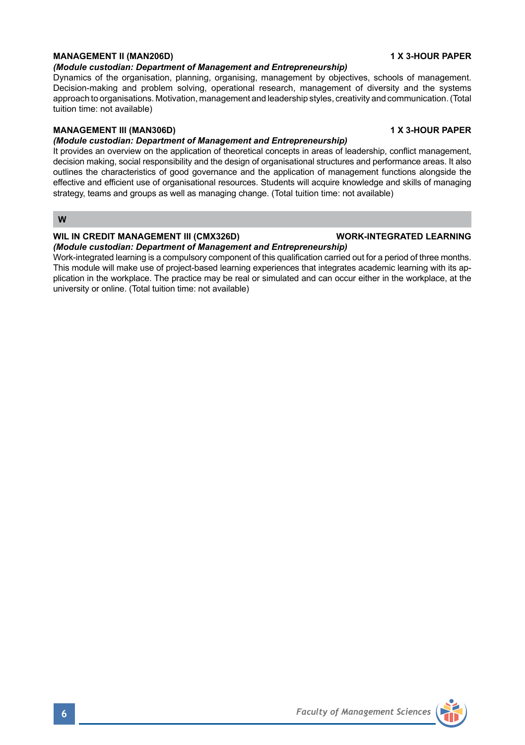**MANAGEMENT II (MAN206D)** **1 X 3-HOUR PAPER**

***(Module custodian: Department of Management and Entrepreneurship)***

Dynamics of the organisation, planning, organising, management by objectives, schools of management. Decision-making and problem solving, operational research, management of diversity and the systems approach to organisations. Motivation, management and leadership styles, creativity and communication. (Total tuition time: not available)

**MANAGEMENT III (MAN306D)** **1 X 3-HOUR PAPER**

***(Module custodian: Department of Management and Entrepreneurship)***

It provides an overview on the application of theoretical concepts in areas of leadership, conflict management, decision making, social responsibility and the design of organisational structures and performance areas. It also outlines the characteristics of good governance and the application of management functions alongside the effective and efficient use of organisational resources. Students will acquire knowledge and skills of managing strategy, teams and groups as well as managing change. (Total tuition time: not available)

## W

**WIL IN CREDIT MANAGEMENT III (CMX326D)** **WORK-INTEGRATED LEARNING**

***(Module custodian: Department of Management and Entrepreneurship)***

Work-integrated learning is a compulsory component of this qualification carried out for a period of three months. This module will make use of project-based learning experiences that integrates academic learning with its application in the workplace. The practice may be real or simulated and can occur either in the workplace, at the university or online. (Total tuition time: not available)